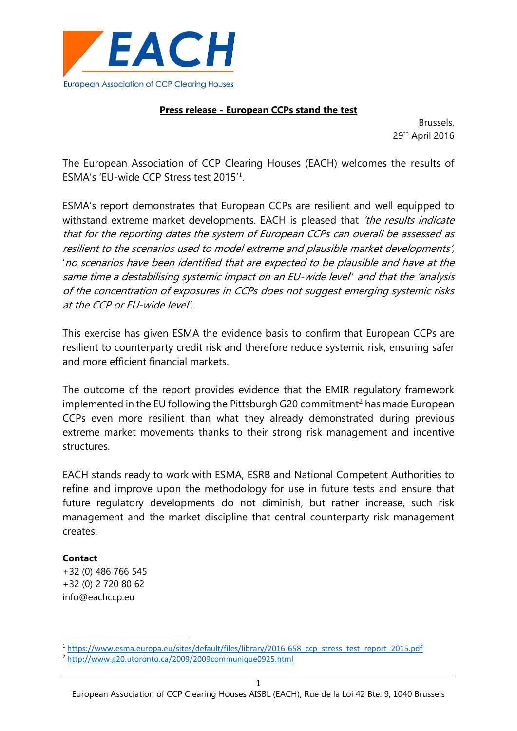EACH

European Association of CCP Clearing Houses

**Press release - European CCPs stand the test**

Brussels,
29th April 2016

The European Association of CCP Clearing Houses (EACH) welcomes the results of ESMA's 'EU-wide CCP Stress test 2015'[1].

ESMA's report demonstrates that European CCPs are resilient and well equipped to withstand extreme market developments. EACH is pleased that *'the results indicate that for the reporting dates the system of European CCPs can overall be assessed as resilient to the scenarios used to model extreme and plausible market developments'*, '*no scenarios have been identified that are expected to be plausible and have at the same time a destabilising systemic impact on an EU-wide level*' and that the *'analysis of the concentration of exposures in CCPs does not suggest emerging systemic risks at the CCP or EU-wide level'.*

This exercise has given ESMA the evidence basis to confirm that European CCPs are resilient to counterparty credit risk and therefore reduce systemic risk, ensuring safer and more efficient financial markets.

The outcome of the report provides evidence that the EMIR regulatory framework implemented in the EU following the Pittsburgh G20 commitment[2] has made European CCPs even more resilient than what they already demonstrated during previous extreme market movements thanks to their strong risk management and incentive structures.

EACH stands ready to work with ESMA, ESRB and National Competent Authorities to refine and improve upon the methodology for use in future tests and ensure that future regulatory developments do not diminish, but rather increase, such risk management and the market discipline that central counterparty risk management creates.

**Contact**
+32 (0) 486 766 545
+32 (0) 2 720 80 62
info@eachccp.eu

[1] https://www.esma.europa.eu/sites/default/files/library/2016-658_ccp_stress_test_report_2015.pdf
[2] http://www.g20.utoronto.ca/2009/2009communique0925.html

European Association of CCP Clearing Houses AISBL (EACH), Rue de la Loi 42 Bte. 9, 1040 Brussels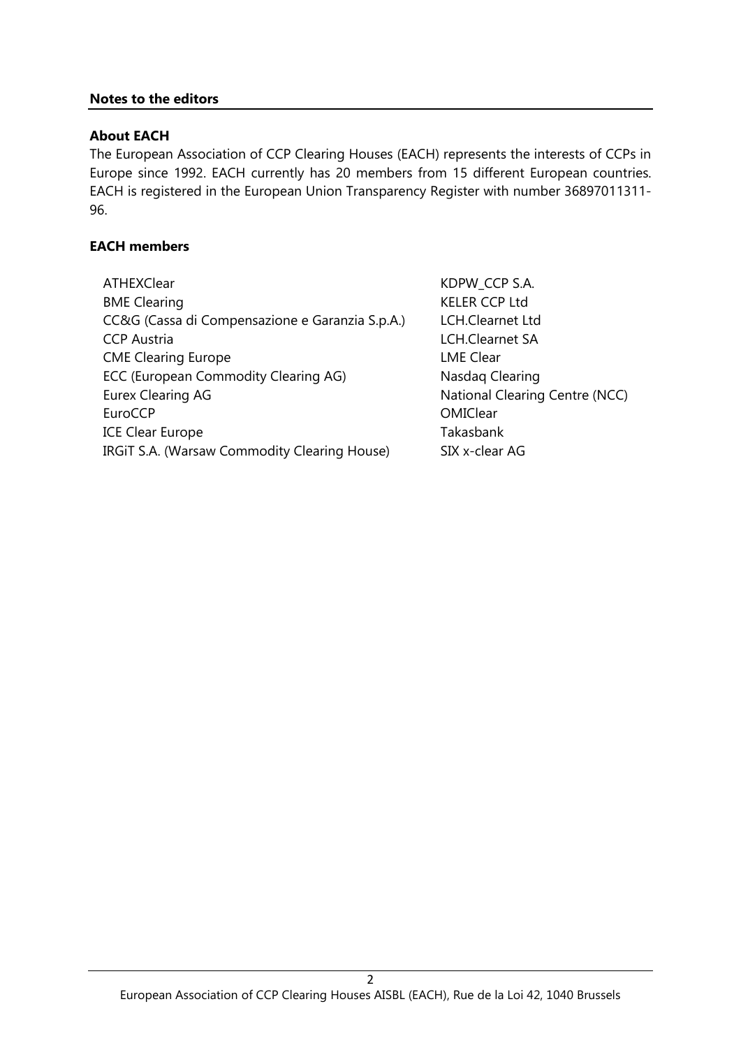**Notes to the editors**

**About EACH**

The European Association of CCP Clearing Houses (EACH) represents the interests of CCPs in Europe since 1992. EACH currently has 20 members from 15 different European countries. EACH is registered in the European Union Transparency Register with number 36897011311-96.

**EACH members**

- ATHEXClear
- BME Clearing
- CC&G (Cassa di Compensazione e Garanzia S.p.A.)
- CCP Austria
- CME Clearing Europe
- ECC (European Commodity Clearing AG)
- Eurex Clearing AG
- EuroCCP
- ICE Clear Europe
- IRGiT S.A. (Warsaw Commodity Clearing House)
- KDPW_CCP S.A.
- KELER CCP Ltd
- LCH.Clearnet Ltd
- LCH.Clearnet SA
- LME Clear
- Nasdaq Clearing
- National Clearing Centre (NCC)
- OMIClear
- Takasbank
- SIX x-clear AG

European Association of CCP Clearing Houses AISBL (EACH), Rue de la Loi 42, 1040 Brussels